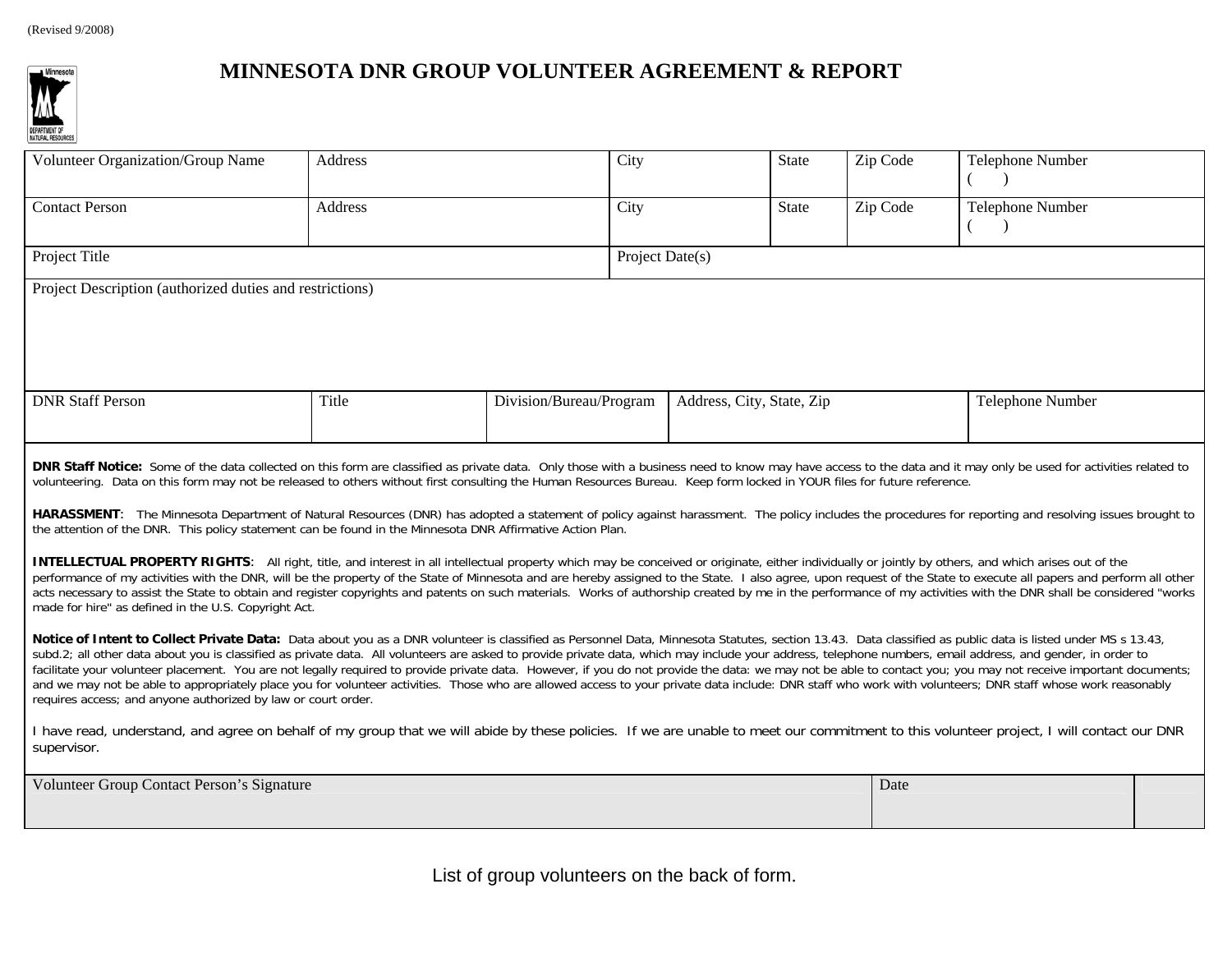(Revised 9/2008)

# MINNESOTA DNR GROUP VOLUNTEER AGREEMENT & REPORT

| Volunteer Organization/Group Name | Address | City | State | Zip Code | Telephone Number<br>( ) |
|---|---|---|---|---|---|
| Contact Person | Address | City | State | Zip Code | Telephone Number<br>( ) |

| Project Title | Project Date(s) |
|---|---|

| Project Description (authorized duties and restrictions) |
|---|

| DNR Staff Person | Title | Division/Bureau/Program | Address, City, State, Zip | Telephone Number |
|---|---|---|---|---|

**DNR Staff Notice:** Some of the data collected on this form are classified as private data. Only those with a business need to know may have access to the data and it may only be used for activities related to volunteering. Data on this form may not be released to others without first consulting the Human Resources Bureau. Keep form locked in YOUR files for future reference.

**HARASSMENT**: The Minnesota Department of Natural Resources (DNR) has adopted a statement of policy against harassment. The policy includes the procedures for reporting and resolving issues brought to the attention of the DNR. This policy statement can be found in the Minnesota DNR Affirmative Action Plan.

**INTELLECTUAL PROPERTY RIGHTS**: All right, title, and interest in all intellectual property which may be conceived or originate, either individually or jointly by others, and which arises out of the performance of my activities with the DNR, will be the property of the State of Minnesota and are hereby assigned to the State. I also agree, upon request of the State to execute all papers and perform all other acts necessary to assist the State to obtain and register copyrights and patents on such materials. Works of authorship created by me in the performance of my activities with the DNR shall be considered "works made for hire" as defined in the U.S. Copyright Act.

**Notice of Intent to Collect Private Data:** Data about you as a DNR volunteer is classified as Personnel Data, Minnesota Statutes, section 13.43. Data classified as public data is listed under MS s 13.43, subd.2; all other data about you is classified as private data. All volunteers are asked to provide private data, which may include your address, telephone numbers, email address, and gender, in order to facilitate your volunteer placement. You are not legally required to provide private data. However, if you do not provide the data: we may not be able to contact you; you may not receive important documents; and we may not be able to appropriately place you for volunteer activities. Those who are allowed access to your private data include: DNR staff who work with volunteers; DNR staff whose work reasonably requires access; and anyone authorized by law or court order.

I have read, understand, and agree on behalf of my group that we will abide by these policies. If we are unable to meet our commitment to this volunteer project, I will contact our DNR supervisor.

| Volunteer Group Contact Person's Signature | Date | |
|---|---|---|

List of group volunteers on the back of form.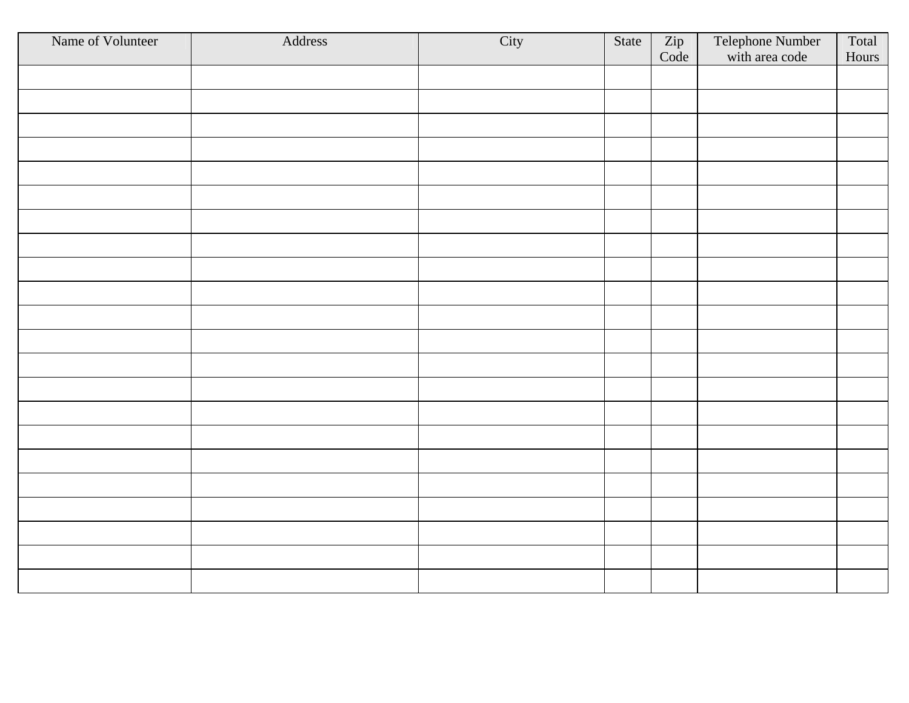| Name of Volunteer | Address | City | State | Zip Code | Telephone Number with area code | Total Hours |
|---|---|---|---|---|---|---|
| | | | | | | |
| | | | | | | |
| | | | | | | |
| | | | | | | |
| | | | | | | |
| | | | | | | |
| | | | | | | |
| | | | | | | |
| | | | | | | |
| | | | | | | |
| | | | | | | |
| | | | | | | |
| | | | | | | |
| | | | | | | |
| | | | | | | |
| | | | | | | |
| | | | | | | |
| | | | | | | |
| | | | | | | |
| | | | | | | |
| | | | | | | |
| | | | | | | |